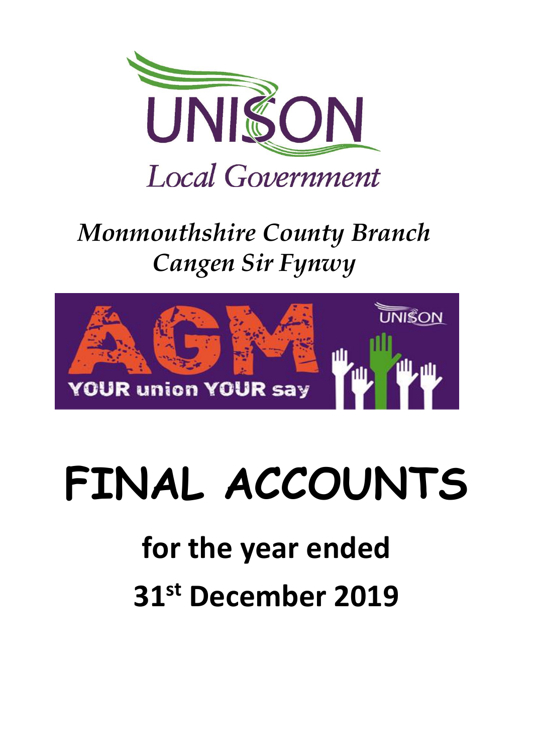UNISON

*Local Government*

## *Monmouthshire County Branch*
## *Cangen Sir Fynwy*

AGM

YOUR union YOUR say

# FINAL ACCOUNTS

## for the year ended

## 31st December 2019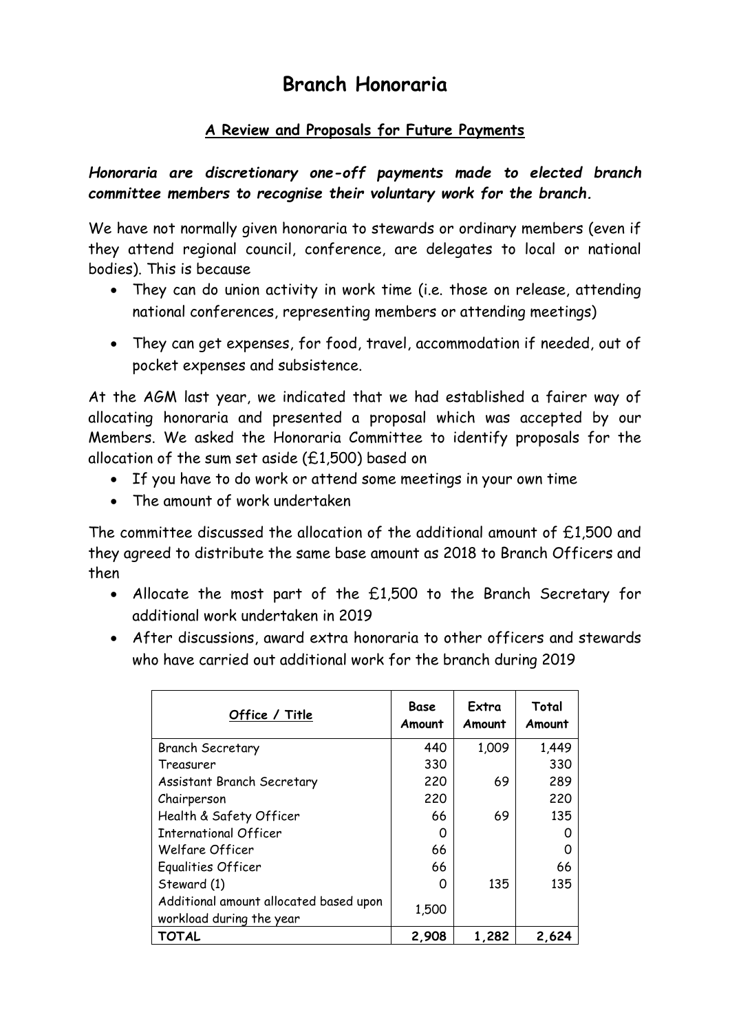# Branch Honoraria

## A Review and Proposals for Future Payments

***Honoraria are discretionary one-off payments made to elected branch committee members to recognise their voluntary work for the branch.***

We have not normally given honoraria to stewards or ordinary members (even if they attend regional council, conference, are delegates to local or national bodies). This is because

- They can do union activity in work time (i.e. those on release, attending national conferences, representing members or attending meetings)
- They can get expenses, for food, travel, accommodation if needed, out of pocket expenses and subsistence.

At the AGM last year, we indicated that we had established a fairer way of allocating honoraria and presented a proposal which was accepted by our Members. We asked the Honoraria Committee to identify proposals for the allocation of the sum set aside (£1,500) based on

- If you have to do work or attend some meetings in your own time
- The amount of work undertaken

The committee discussed the allocation of the additional amount of £1,500 and they agreed to distribute the same base amount as 2018 to Branch Officers and then

- Allocate the most part of the £1,500 to the Branch Secretary for additional work undertaken in 2019
- After discussions, award extra honoraria to other officers and stewards who have carried out additional work for the branch during 2019

| Office / Title | Base Amount | Extra Amount | Total Amount |
|---|---|---|---|
| Branch Secretary | 440 | 1,009 | 1,449 |
| Treasurer | 330 | | 330 |
| Assistant Branch Secretary | 220 | 69 | 289 |
| Chairperson | 220 | | 220 |
| Health & Safety Officer | 66 | 69 | 135 |
| International Officer | 0 | | 0 |
| Welfare Officer | 66 | | 0 |
| Equalities Officer | 66 | | 66 |
| Steward (1) | 0 | 135 | 135 |
| Additional amount allocated based upon workload during the year | 1,500 | | |
| **TOTAL** | **2,908** | **1,282** | **2,624** |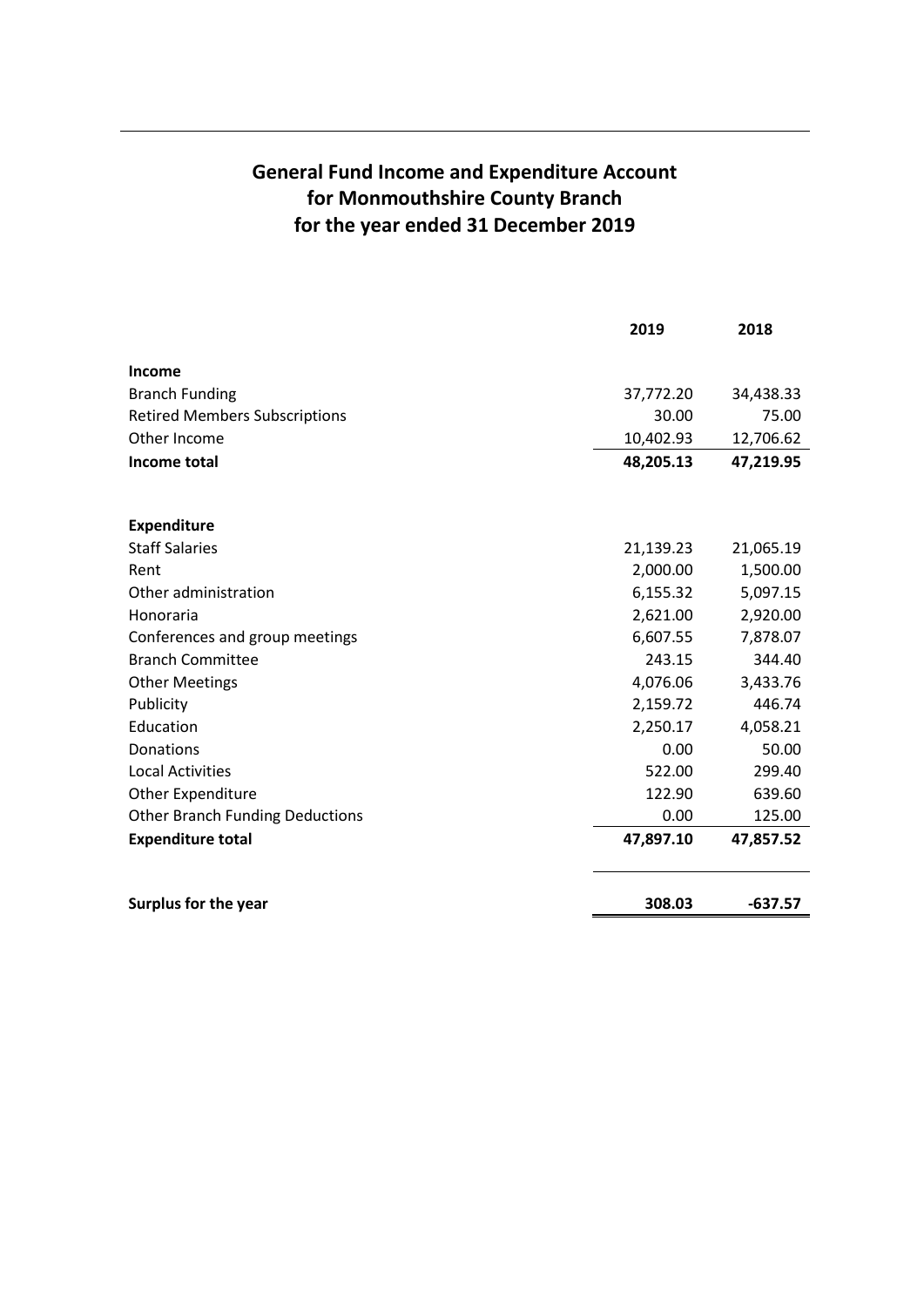# General Fund Income and Expenditure Account for Monmouthshire County Branch for the year ended 31 December 2019

| | 2019 | 2018 |
|---|---|---|
| **Income** | | |
| Branch Funding | 37,772.20 | 34,438.33 |
| Retired Members Subscriptions | 30.00 | 75.00 |
| Other Income | 10,402.93 | 12,706.62 |
| **Income total** | **48,205.13** | **47,219.95** |
| | | |
| **Expenditure** | | |
| Staff Salaries | 21,139.23 | 21,065.19 |
| Rent | 2,000.00 | 1,500.00 |
| Other administration | 6,155.32 | 5,097.15 |
| Honoraria | 2,621.00 | 2,920.00 |
| Conferences and group meetings | 6,607.55 | 7,878.07 |
| Branch Committee | 243.15 | 344.40 |
| Other Meetings | 4,076.06 | 3,433.76 |
| Publicity | 2,159.72 | 446.74 |
| Education | 2,250.17 | 4,058.21 |
| Donations | 0.00 | 50.00 |
| Local Activities | 522.00 | 299.40 |
| Other Expenditure | 122.90 | 639.60 |
| Other Branch Funding Deductions | 0.00 | 125.00 |
| **Expenditure total** | **47,897.10** | **47,857.52** |
| | | |
| **Surplus for the year** | **308.03** | **-637.57** |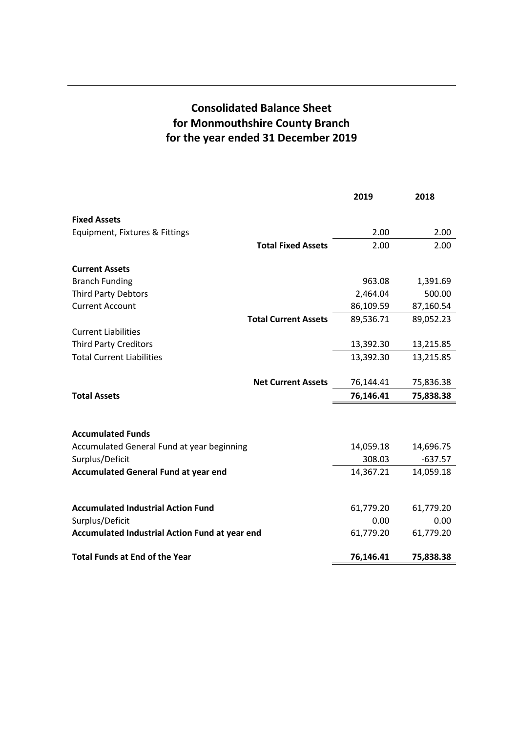# Consolidated Balance Sheet
# for Monmouthshire County Branch
# for the year ended 31 December 2019

| | | 2019 | 2018 |
|---|---|---|---|
| **Fixed Assets** | | | |
| Equipment, Fixtures & Fittings | | 2.00 | 2.00 |
| | **Total Fixed Assets** | 2.00 | 2.00 |
| **Current Assets** | | | |
| Branch Funding | | 963.08 | 1,391.69 |
| Third Party Debtors | | 2,464.04 | 500.00 |
| Current Account | | 86,109.59 | 87,160.54 |
| | **Total Current Assets** | 89,536.71 | 89,052.23 |
| Current Liabilities | | | |
| Third Party Creditors | | 13,392.30 | 13,215.85 |
| Total Current Liabilities | | 13,392.30 | 13,215.85 |
| | **Net Current Assets** | 76,144.41 | 75,836.38 |
| **Total Assets** | | **76,146.41** | **75,838.38** |
| | | | |
| **Accumulated Funds** | | | |
| Accumulated General Fund at year beginning | | 14,059.18 | 14,696.75 |
| Surplus/Deficit | | 308.03 | -637.57 |
| **Accumulated General Fund at year end** | | 14,367.21 | 14,059.18 |
| | | | |
| **Accumulated Industrial Action Fund** | | 61,779.20 | 61,779.20 |
| Surplus/Deficit | | 0.00 | 0.00 |
| **Accumulated Industrial Action Fund at year end** | | 61,779.20 | 61,779.20 |
| | | | |
| **Total Funds at End of the Year** | | **76,146.41** | **75,838.38** |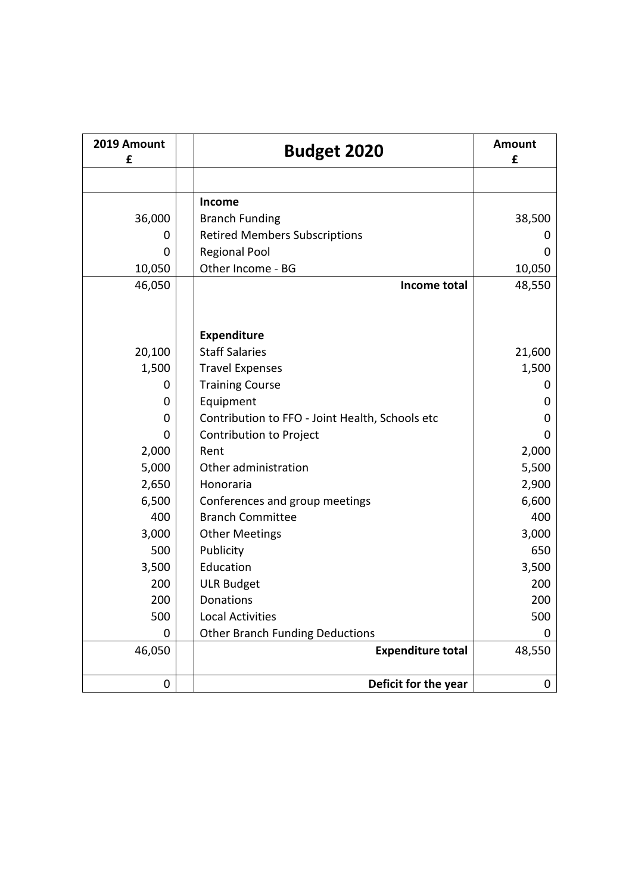| 2019 Amount £ | | Budget 2020 | Amount £ |
|---|---|---|---|
| | | | |
| | | **Income** | |
| 36,000 | | Branch Funding | 38,500 |
| 0 | | Retired Members Subscriptions | 0 |
| 0 | | Regional Pool | 0 |
| 10,050 | | Other Income - BG | 10,050 |
| 46,050 | | **Income total** | 48,550 |
| | | **Expenditure** | |
| 20,100 | | Staff Salaries | 21,600 |
| 1,500 | | Travel Expenses | 1,500 |
| 0 | | Training Course | 0 |
| 0 | | Equipment | 0 |
| 0 | | Contribution to FFO - Joint Health, Schools etc | 0 |
| 0 | | Contribution to Project | 0 |
| 2,000 | | Rent | 2,000 |
| 5,000 | | Other administration | 5,500 |
| 2,650 | | Honoraria | 2,900 |
| 6,500 | | Conferences and group meetings | 6,600 |
| 400 | | Branch Committee | 400 |
| 3,000 | | Other Meetings | 3,000 |
| 500 | | Publicity | 650 |
| 3,500 | | Education | 3,500 |
| 200 | | ULR Budget | 200 |
| 200 | | Donations | 200 |
| 500 | | Local Activities | 500 |
| 0 | | Other Branch Funding Deductions | 0 |
| 46,050 | | **Expenditure total** | 48,550 |
| 0 | | **Deficit for the year** | 0 |